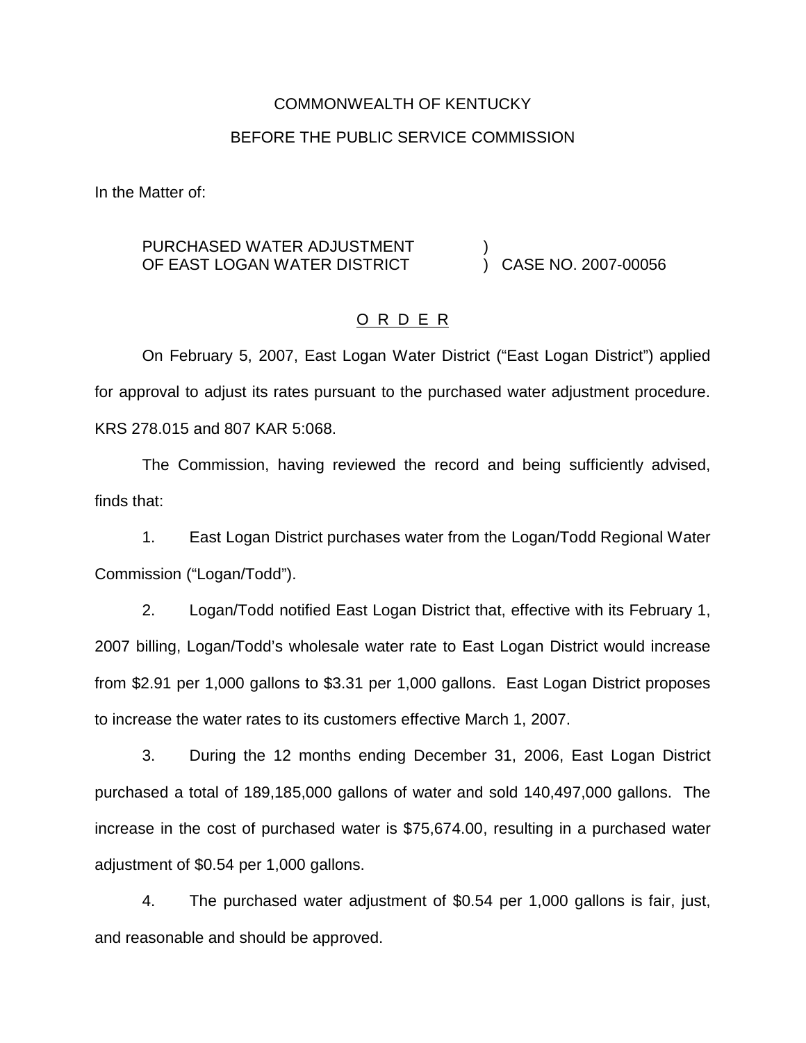COMMONWEALTH OF KENTUCKY

BEFORE THE PUBLIC SERVICE COMMISSION

In the Matter of:

PURCHASED WATER ADJUSTMENT OF EAST LOGAN WATER DISTRICT ) CASE NO. 2007-00056

## O R D E R

On February 5, 2007, East Logan Water District ("East Logan District") applied for approval to adjust its rates pursuant to the purchased water adjustment procedure. KRS 278.015 and 807 KAR 5:068.

The Commission, having reviewed the record and being sufficiently advised, finds that:

1. East Logan District purchases water from the Logan/Todd Regional Water Commission ("Logan/Todd").

2. Logan/Todd notified East Logan District that, effective with its February 1, 2007 billing, Logan/Todd's wholesale water rate to East Logan District would increase from $2.91 per 1,000 gallons to $3.31 per 1,000 gallons. East Logan District proposes to increase the water rates to its customers effective March 1, 2007.

3. During the 12 months ending December 31, 2006, East Logan District purchased a total of 189,185,000 gallons of water and sold 140,497,000 gallons. The increase in the cost of purchased water is $75,674.00, resulting in a purchased water adjustment of $0.54 per 1,000 gallons.

4. The purchased water adjustment of $0.54 per 1,000 gallons is fair, just, and reasonable and should be approved.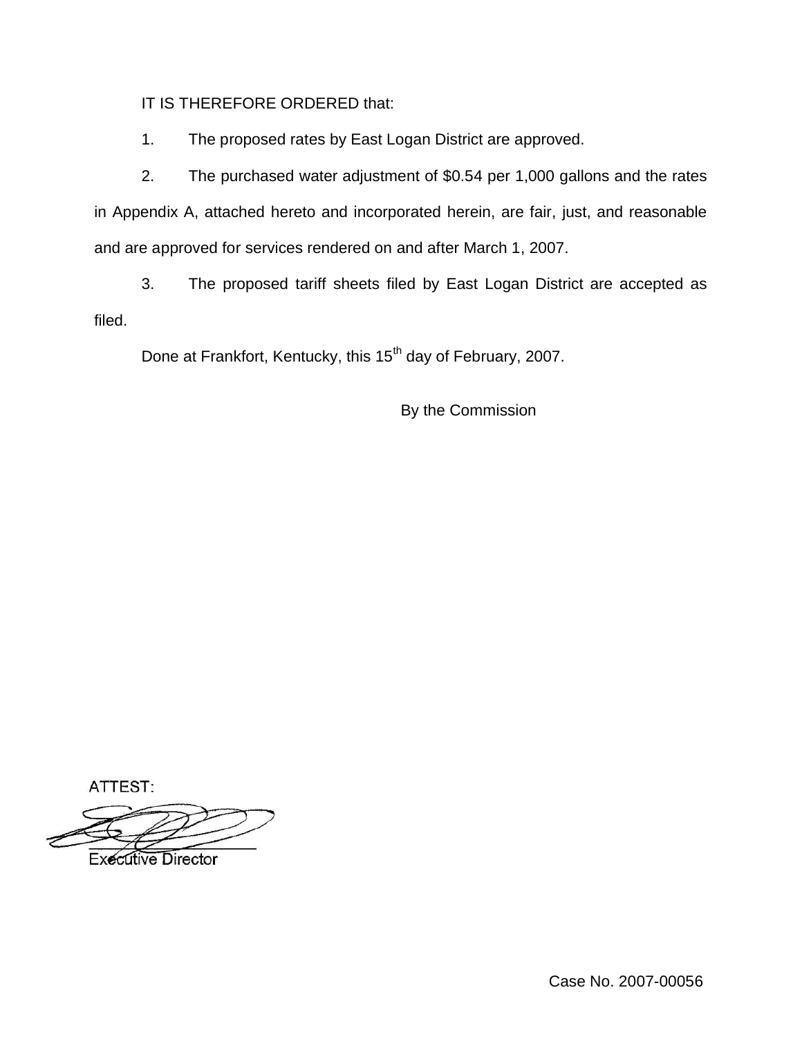IT IS THEREFORE ORDERED that:

1. The proposed rates by East Logan District are approved.

2. The purchased water adjustment of $0.54 per 1,000 gallons and the rates in Appendix A, attached hereto and incorporated herein, are fair, just, and reasonable and are approved for services rendered on and after March 1, 2007.

3. The proposed tariff sheets filed by East Logan District are accepted as filed.

Done at Frankfort, Kentucky, this 15th day of February, 2007.

By the Commission

ATTEST:

Executive Director

Case No. 2007-00056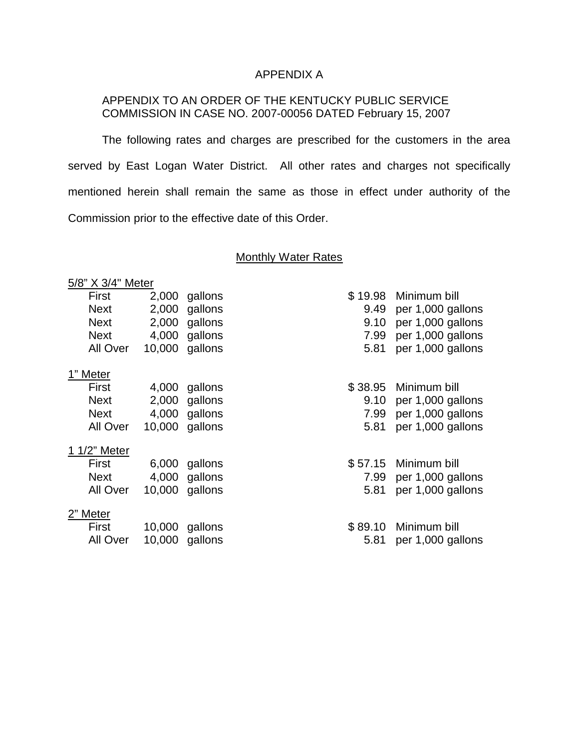APPENDIX A

APPENDIX TO AN ORDER OF THE KENTUCKY PUBLIC SERVICE COMMISSION IN CASE NO. 2007-00056 DATED February 15, 2007

The following rates and charges are prescribed for the customers in the area served by East Logan Water District. All other rates and charges not specifically mentioned herein shall remain the same as those in effect under authority of the Commission prior to the effective date of this Order.

Monthly Water Rates

| | | | | |
|---|---|---|---|---|
| 5/8" X 3/4" Meter | | | | |
| First | 2,000 | gallons | $ 19.98 | Minimum bill |
| Next | 2,000 | gallons | 9.49 | per 1,000 gallons |
| Next | 2,000 | gallons | 9.10 | per 1,000 gallons |
| Next | 4,000 | gallons | 7.99 | per 1,000 gallons |
| All Over | 10,000 | gallons | 5.81 | per 1,000 gallons |
| 1" Meter | | | | |
| First | 4,000 | gallons | $ 38.95 | Minimum bill |
| Next | 2,000 | gallons | 9.10 | per 1,000 gallons |
| Next | 4,000 | gallons | 7.99 | per 1,000 gallons |
| All Over | 10,000 | gallons | 5.81 | per 1,000 gallons |
| 1 1/2" Meter | | | | |
| First | 6,000 | gallons | $ 57.15 | Minimum bill |
| Next | 4,000 | gallons | 7.99 | per 1,000 gallons |
| All Over | 10,000 | gallons | 5.81 | per 1,000 gallons |
| 2" Meter | | | | |
| First | 10,000 | gallons | $ 89.10 | Minimum bill |
| All Over | 10,000 | gallons | 5.81 | per 1,000 gallons |